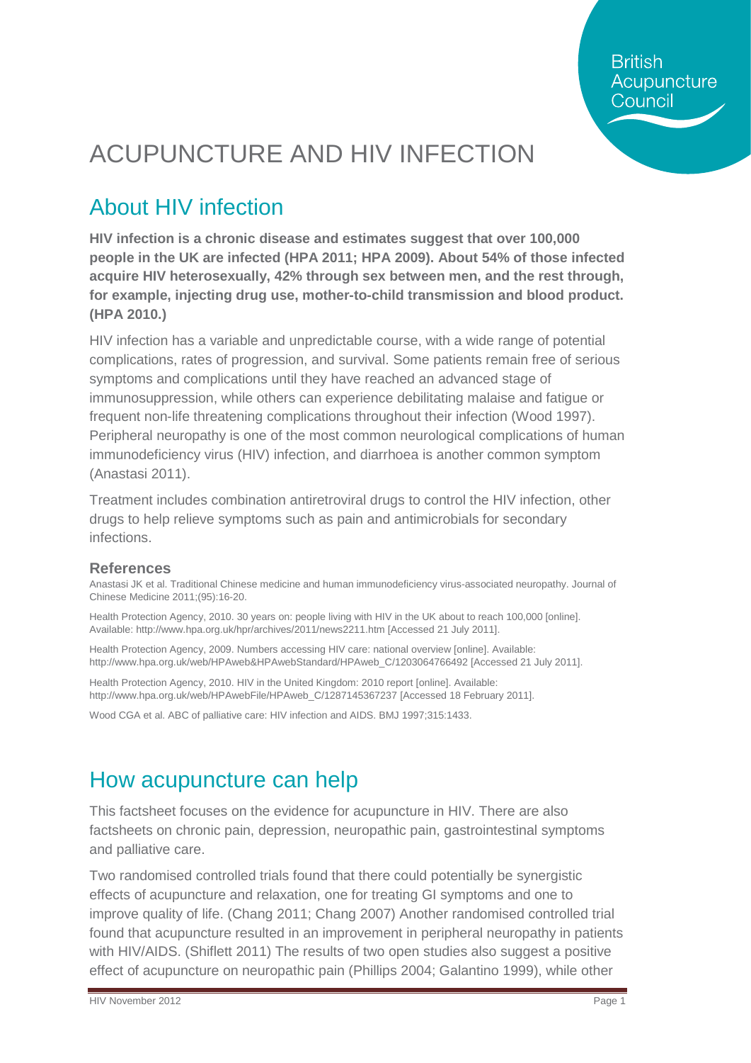# ACUPUNCTURE AND HIV INFECTION

## About HIV infection

**HIV infection is a chronic disease and estimates suggest that over 100,000 people in the UK are infected (HPA 2011; HPA 2009). About 54% of those infected acquire HIV heterosexually, 42% through sex between men, and the rest through, for example, injecting drug use, mother-to-child transmission and blood product. (HPA 2010.)**

HIV infection has a variable and unpredictable course, with a wide range of potential complications, rates of progression, and survival. Some patients remain free of serious symptoms and complications until they have reached an advanced stage of immunosuppression, while others can experience debilitating malaise and fatigue or frequent non-life threatening complications throughout their infection (Wood 1997). Peripheral neuropathy is one of the most common neurological complications of human immunodeficiency virus (HIV) infection, and diarrhoea is another common symptom (Anastasi 2011).

Treatment includes combination antiretroviral drugs to control the HIV infection, other drugs to help relieve symptoms such as pain and antimicrobials for secondary infections.

### References

Anastasi JK et al. Traditional Chinese medicine and human immunodeficiency virus-associated neuropathy. Journal of Chinese Medicine 2011;(95):16-20.

Health Protection Agency, 2010. 30 years on: people living with HIV in the UK about to reach 100,000 [online]. Available: http://www.hpa.org.uk/hpr/archives/2011/news2211.htm [Accessed 21 July 2011].

Health Protection Agency, 2009. Numbers accessing HIV care: national overview [online]. Available: http://www.hpa.org.uk/web/HPAweb&HPAwebStandard/HPAweb_C/1203064766492 [Accessed 21 July 2011].

Health Protection Agency, 2010. HIV in the United Kingdom: 2010 report [online]. Available: http://www.hpa.org.uk/web/HPAwebFile/HPAweb_C/1287145367237 [Accessed 18 February 2011].

Wood CGA et al. ABC of palliative care: HIV infection and AIDS. BMJ 1997;315:1433.

## How acupuncture can help

This factsheet focuses on the evidence for acupuncture in HIV. There are also factsheets on chronic pain, depression, neuropathic pain, gastrointestinal symptoms and palliative care.

Two randomised controlled trials found that there could potentially be synergistic effects of acupuncture and relaxation, one for treating GI symptoms and one to improve quality of life. (Chang 2011; Chang 2007) Another randomised controlled trial found that acupuncture resulted in an improvement in peripheral neuropathy in patients with HIV/AIDS. (Shiflett 2011) The results of two open studies also suggest a positive effect of acupuncture on neuropathic pain (Phillips 2004; Galantino 1999), while other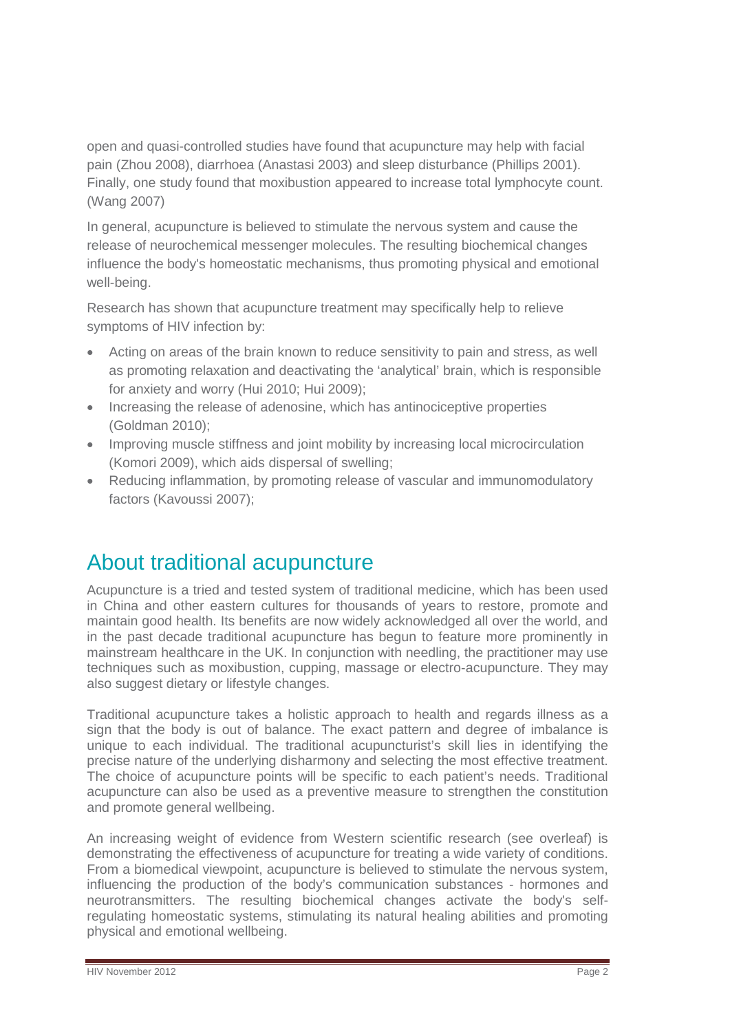open and quasi-controlled studies have found that acupuncture may help with facial pain (Zhou 2008), diarrhoea (Anastasi 2003) and sleep disturbance (Phillips 2001). Finally, one study found that moxibustion appeared to increase total lymphocyte count. (Wang 2007)

In general, acupuncture is believed to stimulate the nervous system and cause the release of neurochemical messenger molecules. The resulting biochemical changes influence the body's homeostatic mechanisms, thus promoting physical and emotional well-being.

Research has shown that acupuncture treatment may specifically help to relieve symptoms of HIV infection by:

- Acting on areas of the brain known to reduce sensitivity to pain and stress, as well as promoting relaxation and deactivating the 'analytical' brain, which is responsible for anxiety and worry (Hui 2010; Hui 2009);
- Increasing the release of adenosine, which has antinociceptive properties (Goldman 2010);
- Improving muscle stiffness and joint mobility by increasing local microcirculation (Komori 2009), which aids dispersal of swelling;
- Reducing inflammation, by promoting release of vascular and immunomodulatory factors (Kavoussi 2007);

## About traditional acupuncture

Acupuncture is a tried and tested system of traditional medicine, which has been used in China and other eastern cultures for thousands of years to restore, promote and maintain good health. Its benefits are now widely acknowledged all over the world, and in the past decade traditional acupuncture has begun to feature more prominently in mainstream healthcare in the UK. In conjunction with needling, the practitioner may use techniques such as moxibustion, cupping, massage or electro-acupuncture. They may also suggest dietary or lifestyle changes.

Traditional acupuncture takes a holistic approach to health and regards illness as a sign that the body is out of balance. The exact pattern and degree of imbalance is unique to each individual. The traditional acupuncturist's skill lies in identifying the precise nature of the underlying disharmony and selecting the most effective treatment. The choice of acupuncture points will be specific to each patient's needs. Traditional acupuncture can also be used as a preventive measure to strengthen the constitution and promote general wellbeing.

An increasing weight of evidence from Western scientific research (see overleaf) is demonstrating the effectiveness of acupuncture for treating a wide variety of conditions. From a biomedical viewpoint, acupuncture is believed to stimulate the nervous system, influencing the production of the body's communication substances - hormones and neurotransmitters. The resulting biochemical changes activate the body's self-regulating homeostatic systems, stimulating its natural healing abilities and promoting physical and emotional wellbeing.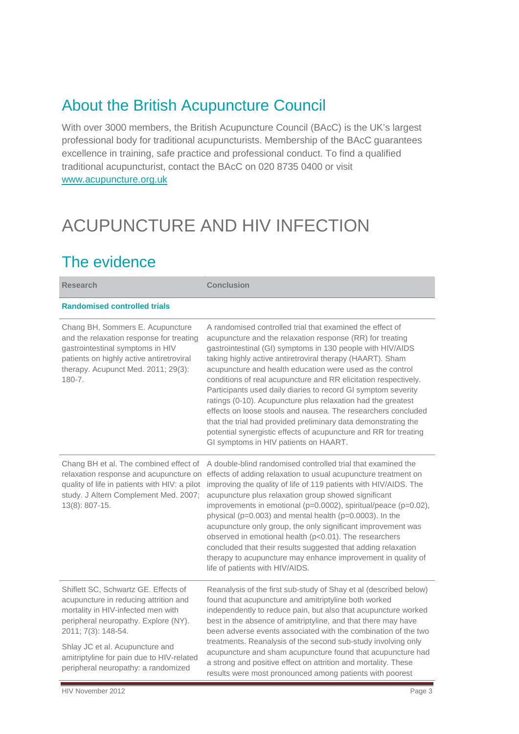## About the British Acupuncture Council

With over 3000 members, the British Acupuncture Council (BAcC) is the UK's largest professional body for traditional acupuncturists. Membership of the BAcC guarantees excellence in training, safe practice and professional conduct. To find a qualified traditional acupuncturist, contact the BAcC on 020 8735 0400 or visit [www.acupuncture.org.uk](http://www.acupuncture.org.uk)

# ACUPUNCTURE AND HIV INFECTION

## The evidence

| Research | Conclusion |
|---|---|
| **Randomised controlled trials** | |
| Chang BH, Sommers E. Acupuncture and the relaxation response for treating gastrointestinal symptoms in HIV patients on highly active antiretroviral therapy. Acupunct Med. 2011; 29(3): 180-7. | A randomised controlled trial that examined the effect of acupuncture and the relaxation response (RR) for treating gastrointestinal (GI) symptoms in 130 people with HIV/AIDS taking highly active antiretroviral therapy (HAART). Sham acupuncture and health education were used as the control conditions of real acupuncture and RR elicitation respectively. Participants used daily diaries to record GI symptom severity ratings (0-10). Acupuncture plus relaxation had the greatest effects on loose stools and nausea. The researchers concluded that the trial had provided preliminary data demonstrating the potential synergistic effects of acupuncture and RR for treating GI symptoms in HIV patients on HAART. |
| Chang BH et al. The combined effect of relaxation response and acupuncture on quality of life in patients with HIV: a pilot study. J Altern Complement Med. 2007; 13(8): 807-15. | A double-blind randomised controlled trial that examined the effects of adding relaxation to usual acupuncture treatment on improving the quality of life of 119 patients with HIV/AIDS. The acupuncture plus relaxation group showed significant improvements in emotional ($p=0.0002$), spiritual/peace ($p=0.02$), physical ($p=0.003$) and mental health ($p=0.0003$). In the acupuncture only group, the only significant improvement was observed in emotional health ($p<0.01$). The researchers concluded that their results suggested that adding relaxation therapy to acupuncture may enhance improvement in quality of life of patients with HIV/AIDS. |
| Shiflett SC, Schwartz GE. Effects of acupuncture in reducing attrition and mortality in HIV-infected men with peripheral neuropathy. Explore (NY). 2011; 7(3): 148-54.<br><br>Shlay JC et al. Acupuncture and amitriptyline for pain due to HIV-related peripheral neuropathy: a randomized | Reanalysis of the first sub-study of Shay et al (described below) found that acupuncture and amitriptyline both worked independently to reduce pain, but also that acupuncture worked best in the absence of amitriptyline, and that there may have been adverse events associated with the combination of the two treatments. Reanalysis of the second sub-study involving only acupuncture and sham acupuncture found that acupuncture had a strong and positive effect on attrition and mortality. These results were most pronounced among patients with poorest |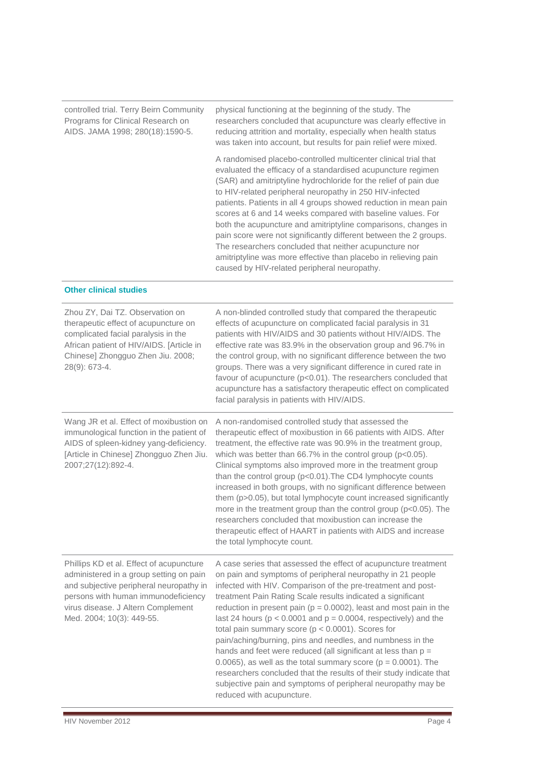| | |
|---|---|
| controlled trial. Terry Beirn Community Programs for Clinical Research on AIDS. JAMA 1998; 280(18):1590-5. | physical functioning at the beginning of the study. The researchers concluded that acupuncture was clearly effective in reducing attrition and mortality, especially when health status was taken into account, but results for pain relief were mixed.<br><br>A randomised placebo-controlled multicenter clinical trial that evaluated the efficacy of a standardised acupuncture regimen (SAR) and amitriptyline hydrochloride for the relief of pain due to HIV-related peripheral neuropathy in 250 HIV-infected patients. Patients in all 4 groups showed reduction in mean pain scores at 6 and 14 weeks compared with baseline values. For both the acupuncture and amitriptyline comparisons, changes in pain score were not significantly different between the 2 groups. The researchers concluded that neither acupuncture nor amitriptyline was more effective than placebo in relieving pain caused by HIV-related peripheral neuropathy. |

**Other clinical studies**

| | |
|---|---|
| Zhou ZY, Dai TZ. Observation on therapeutic effect of acupuncture on complicated facial paralysis in the African patient of HIV/AIDS. [Article in Chinese] Zhongguo Zhen Jiu. 2008; 28(9): 673-4. | A non-blinded controlled study that compared the therapeutic effects of acupuncture on complicated facial paralysis in 31 patients with HIV/AIDS and 30 patients without HIV/AIDS. The effective rate was 83.9% in the observation group and 96.7% in the control group, with no significant difference between the two groups. There was a very significant difference in cured rate in favour of acupuncture ($p<0.01$). The researchers concluded that acupuncture has a satisfactory therapeutic effect on complicated facial paralysis in patients with HIV/AIDS. |
| Wang JR et al. Effect of moxibustion on immunological function in the patient of AIDS of spleen-kidney yang-deficiency. [Article in Chinese] Zhongguo Zhen Jiu. 2007;27(12):892-4. | A non-randomised controlled study that assessed the therapeutic effect of moxibustion in 66 patients with AIDS. After treatment, the effective rate was 90.9% in the treatment group, which was better than 66.7% in the control group ($p<0.05$). Clinical symptoms also improved more in the treatment group than the control group ($p<0.01$).The CD4 lymphocyte counts increased in both groups, with no significant difference between them ($p>0.05$), but total lymphocyte count increased significantly more in the treatment group than the control group ($p<0.05$). The researchers concluded that moxibustion can increase the therapeutic effect of HAART in patients with AIDS and increase the total lymphocyte count. |
| Phillips KD et al. Effect of acupuncture administered in a group setting on pain and subjective peripheral neuropathy in persons with human immunodeficiency virus disease. J Altern Complement Med. 2004; 10(3): 449-55. | A case series that assessed the effect of acupuncture treatment on pain and symptoms of peripheral neuropathy in 21 people infected with HIV. Comparison of the pre-treatment and post-treatment Pain Rating Scale results indicated a significant reduction in present pain ($p = 0.0002$), least and most pain in the last 24 hours ($p < 0.0001$ and $p = 0.0004$, respectively) and the total pain summary score ($p < 0.0001$). Scores for pain/aching/burning, pins and needles, and numbness in the hands and feet were reduced (all significant at less than $p = 0.0065$), as well as the total summary score ($p = 0.0001$). The researchers concluded that the results of their study indicate that subjective pain and symptoms of peripheral neuropathy may be reduced with acupuncture. |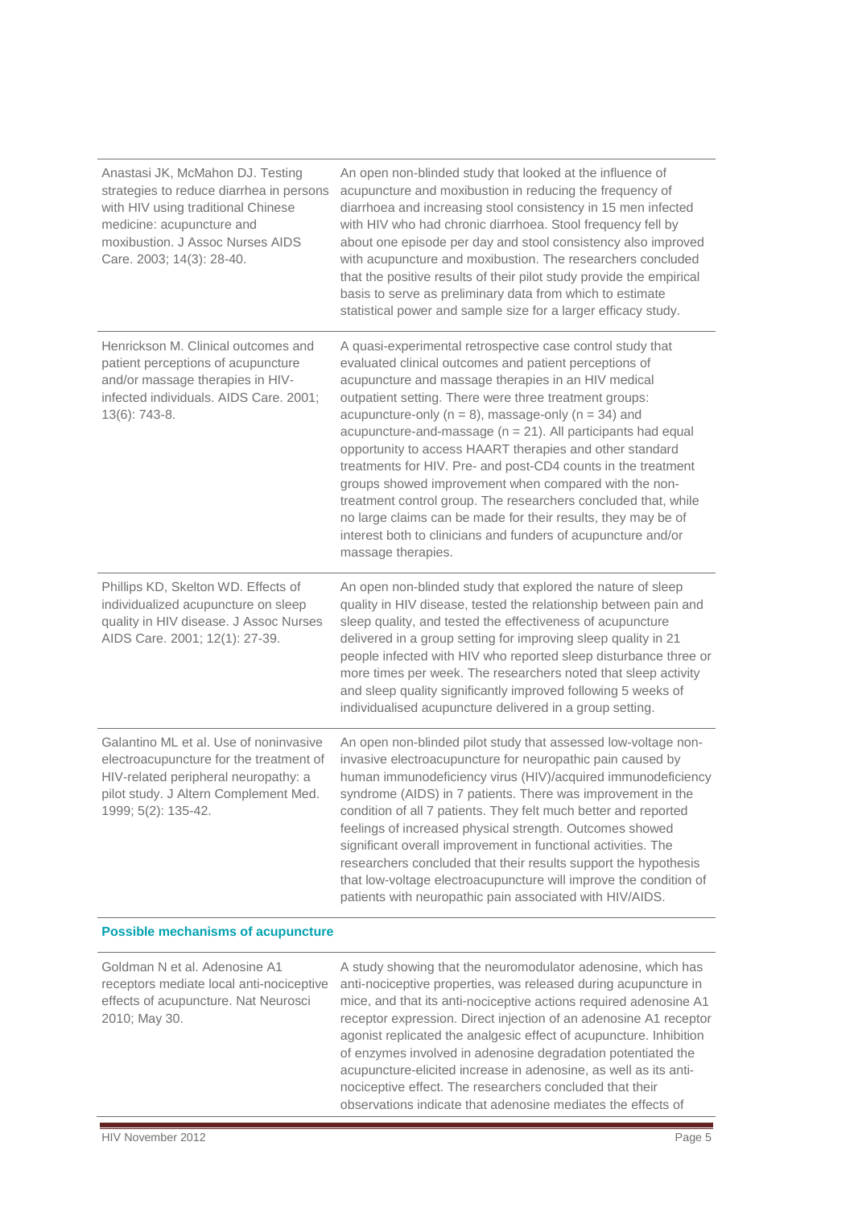| | |
|---|---|
| Anastasi JK, McMahon DJ. Testing strategies to reduce diarrhea in persons with HIV using traditional Chinese medicine: acupuncture and moxibustion. J Assoc Nurses AIDS Care. 2003; 14(3): 28-40. | An open non-blinded study that looked at the influence of acupuncture and moxibustion in reducing the frequency of diarrhoea and increasing stool consistency in 15 men infected with HIV who had chronic diarrhoea. Stool frequency fell by about one episode per day and stool consistency also improved with acupuncture and moxibustion. The researchers concluded that the positive results of their pilot study provide the empirical basis to serve as preliminary data from which to estimate statistical power and sample size for a larger efficacy study. |
| Henrickson M. Clinical outcomes and patient perceptions of acupuncture and/or massage therapies in HIV-infected individuals. AIDS Care. 2001; 13(6): 743-8. | A quasi-experimental retrospective case control study that evaluated clinical outcomes and patient perceptions of acupuncture and massage therapies in an HIV medical outpatient setting. There were three treatment groups: acupuncture-only (n = 8), massage-only (n = 34) and acupuncture-and-massage (n = 21). All participants had equal opportunity to access HAART therapies and other standard treatments for HIV. Pre- and post-CD4 counts in the treatment groups showed improvement when compared with the non-treatment control group. The researchers concluded that, while no large claims can be made for their results, they may be of interest both to clinicians and funders of acupuncture and/or massage therapies. |
| Phillips KD, Skelton WD. Effects of individualized acupuncture on sleep quality in HIV disease. J Assoc Nurses AIDS Care. 2001; 12(1): 27-39. | An open non-blinded study that explored the nature of sleep quality in HIV disease, tested the relationship between pain and sleep quality, and tested the effectiveness of acupuncture delivered in a group setting for improving sleep quality in 21 people infected with HIV who reported sleep disturbance three or more times per week. The researchers noted that sleep activity and sleep quality significantly improved following 5 weeks of individualised acupuncture delivered in a group setting. |
| Galantino ML et al. Use of noninvasive electroacupuncture for the treatment of HIV-related peripheral neuropathy: a pilot study. J Altern Complement Med. 1999; 5(2): 135-42. | An open non-blinded pilot study that assessed low-voltage non-invasive electroacupuncture for neuropathic pain caused by human immunodeficiency virus (HIV)/acquired immunodeficiency syndrome (AIDS) in 7 patients. There was improvement in the condition of all 7 patients. They felt much better and reported feelings of increased physical strength. Outcomes showed significant overall improvement in functional activities. The researchers concluded that their results support the hypothesis that low-voltage electroacupuncture will improve the condition of patients with neuropathic pain associated with HIV/AIDS. |
| **Possible mechanisms of acupuncture** | |
| Goldman N et al. Adenosine A1 receptors mediate local anti-nociceptive effects of acupuncture. Nat Neurosci 2010; May 30. | A study showing that the neuromodulator adenosine, which has anti-nociceptive properties, was released during acupuncture in mice, and that its anti-nociceptive actions required adenosine A1 receptor expression. Direct injection of an adenosine A1 receptor agonist replicated the analgesic effect of acupuncture. Inhibition of enzymes involved in adenosine degradation potentiated the acupuncture-elicited increase in adenosine, as well as its anti-nociceptive effect. The researchers concluded that their observations indicate that adenosine mediates the effects of |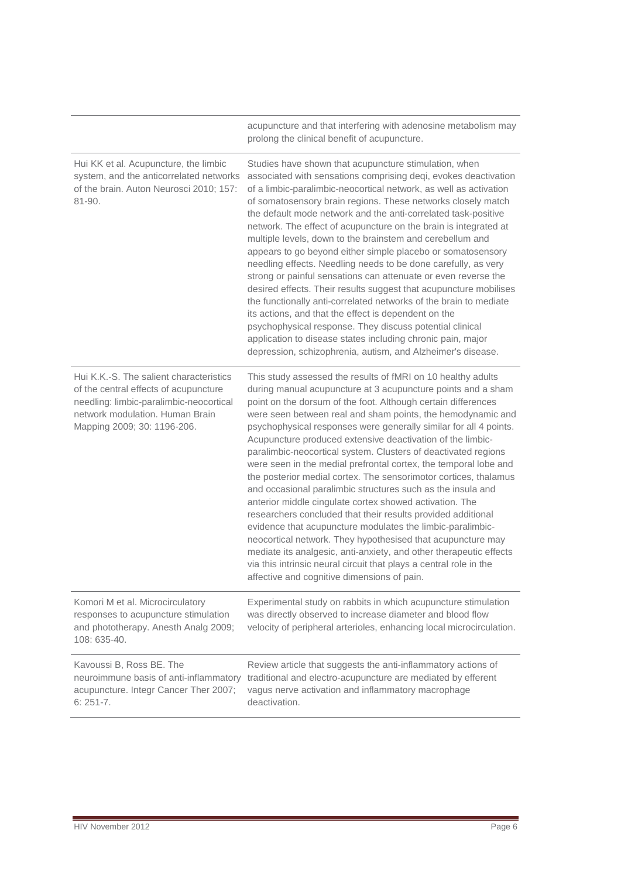| | |
|---|---|
| | acupuncture and that interfering with adenosine metabolism may prolong the clinical benefit of acupuncture. |
| Hui KK et al. Acupuncture, the limbic system, and the anticorrelated networks of the brain. Auton Neurosci 2010; 157: 81-90. | Studies have shown that acupuncture stimulation, when associated with sensations comprising deqi, evokes deactivation of a limbic-paralimbic-neocortical network, as well as activation of somatosensory brain regions. These networks closely match the default mode network and the anti-correlated task-positive network. The effect of acupuncture on the brain is integrated at multiple levels, down to the brainstem and cerebellum and appears to go beyond either simple placebo or somatosensory needling effects. Needling needs to be done carefully, as very strong or painful sensations can attenuate or even reverse the desired effects. Their results suggest that acupuncture mobilises the functionally anti-correlated networks of the brain to mediate its actions, and that the effect is dependent on the psychophysical response. They discuss potential clinical application to disease states including chronic pain, major depression, schizophrenia, autism, and Alzheimer's disease. |
| Hui K.K.-S. The salient characteristics of the central effects of acupuncture needling: limbic-paralimbic-neocortical network modulation. Human Brain Mapping 2009; 30: 1196-206. | This study assessed the results of fMRI on 10 healthy adults during manual acupuncture at 3 acupuncture points and a sham point on the dorsum of the foot. Although certain differences were seen between real and sham points, the hemodynamic and psychophysical responses were generally similar for all 4 points. Acupuncture produced extensive deactivation of the limbic-paralimbic-neocortical system. Clusters of deactivated regions were seen in the medial prefrontal cortex, the temporal lobe and the posterior medial cortex. The sensorimotor cortices, thalamus and occasional paralimbic structures such as the insula and anterior middle cingulate cortex showed activation. The researchers concluded that their results provided additional evidence that acupuncture modulates the limbic-paralimbic-neocortical network. They hypothesised that acupuncture may mediate its analgesic, anti-anxiety, and other therapeutic effects via this intrinsic neural circuit that plays a central role in the affective and cognitive dimensions of pain. |
| Komori M et al. Microcirculatory responses to acupuncture stimulation and phototherapy. Anesth Analg 2009; 108: 635-40. | Experimental study on rabbits in which acupuncture stimulation was directly observed to increase diameter and blood flow velocity of peripheral arterioles, enhancing local microcirculation. |
| Kavoussi B, Ross BE. The neuroimmune basis of anti-inflammatory acupuncture. Integr Cancer Ther 2007; 6: 251-7. | Review article that suggests the anti-inflammatory actions of traditional and electro-acupuncture are mediated by efferent vagus nerve activation and inflammatory macrophage deactivation. |